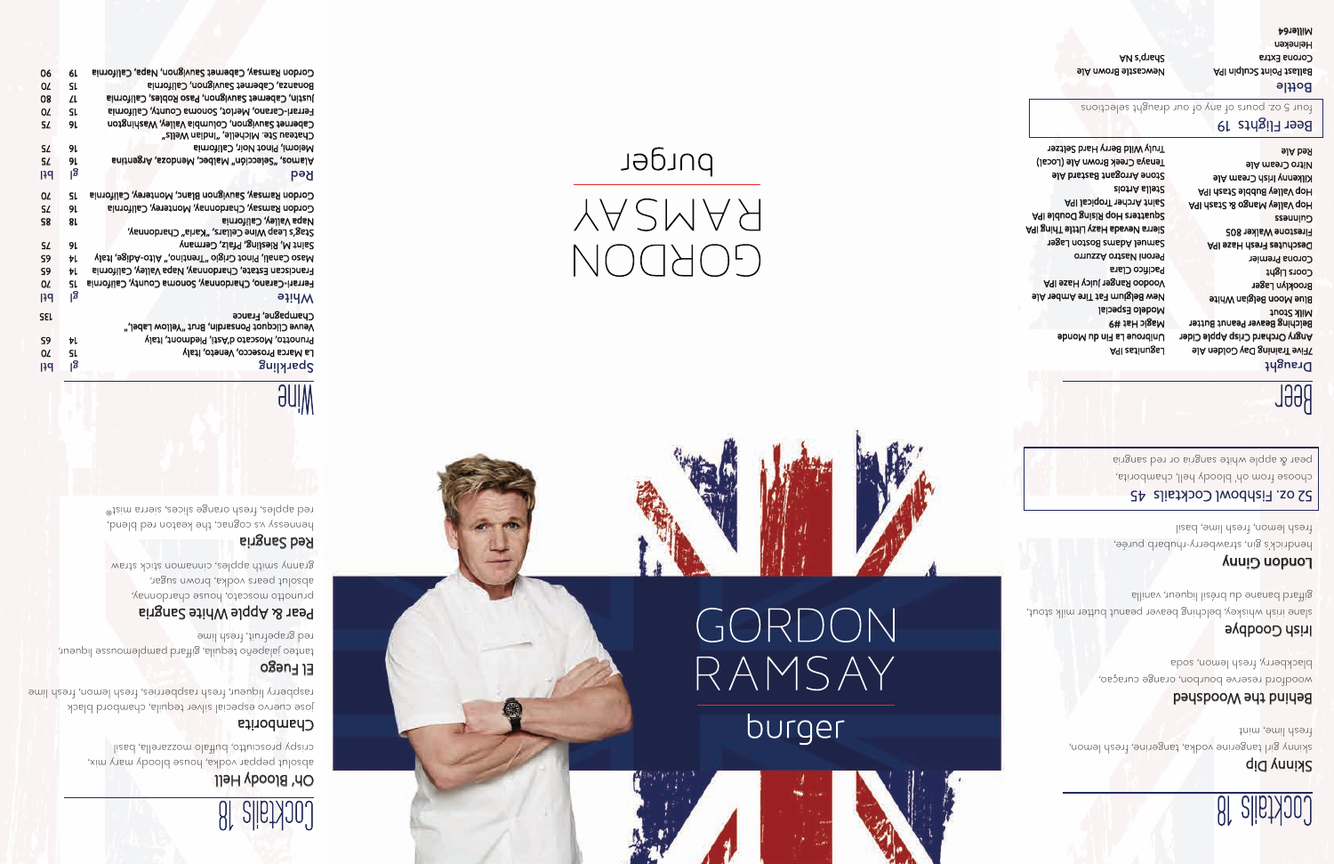# Cocktails 18

### Skinny Dip
skinny girl tangerine vodka, tangerine, fresh lemon, fresh lime, mint

### Behind the Woodshed
woodford reserve bourbon, orange curaçao, blackberry, fresh lemon, soda

### Irish Goodbye
slane irish whiskey, belching beaver peanut butter milk stout, giffard banane du brésil liqueur, vanilla

### London Ginny
hendrick's gin, strawberry-rhubarb purée, fresh lemon, fresh lime, basil

### 52 oz. Fishbowl Cocktails 45
choose from oh' bloody hell, chamborita, pear & apple white sangria or red sangria

# Beer

## Draught

- 7Five Training Day Golden Ale
- Angry Orchard Crisp Apple Cider
- Belching Beaver Peanut Butter Milk Stout
- Blue Moon Belgian White
- Brooklyn Lager
- Coors Light
- Corona Premier
- Deschutes Fresh Haze IPA
- Firestone Walker 805
- Guinness
- Hop Valley Mango & Stash IPA
- Hop Valley Bubble Stash IPA
- Kilkenny Irish Cream Ale
- Nitro Cream Ale
- Red Ale
- Lagunitas IPA
- Unibroue La Fin du Monde
- Magic Hat #9
- Modelo Especial
- New Belgium Fat Tire Amber Ale
- Voodoo Ranger Juicy Haze IPA
- Pacifico Clara
- Peroni Nastro Azzurro
- Samuel Adams Boston Lager
- Sierra Nevada Hazy Little Thing IPA
- Squatters Hop Rising Double IPA
- Saint Archer Tropical IPA
- Stella Artois
- Stone Arrogant Bastard Ale
- Tenaya Creek Brown Ale (Local)
- Truly Wild Berry Hard Seltzer

## Beer Flights 19
four 5 oz. pours of any of our draught selections

## Bottle

- Ballast Point Sculpin IPA
- Corona Extra
- Heineken
- Miller64
- Newcastle Brown Ale
- Sharp's NA

# GORDON RAMSAY burger

# Cocktails 18

### Oh' Bloody Hell
absolut pepper vodka, house bloody mary mix, crispy prosciutto, buffalo mozzarella, basil

### Chamborita
jose cuervo especial silver tequila, chambord black raspberry liqueur, fresh raspberries, fresh lemon, fresh lime

### El Fuego
tanteo jalapeño tequila, giffard pamplemousse liqueur, red grapefruit, fresh lime

### Pear & Apple White Sangria
prunotto moscato, house chardonnay, absolut pears vodka, brown sugar, granny smith apples, cinnamon stick straw

### Red Sangria
hennessy vs cognac, the keaton red blend, red apples, fresh orange slices, sierra mist®

# Wine

## Sparkling

| | gl | btl |
|---|---|---|
| La Marca Prosecco, Veneto, Italy | 15 | 70 |
| Prunotto, Moscato d'Asti, Piedmont, Italy | 14 | 65 |
| Veuve Clicquot Ponsardin, Brut "Yellow Label," Champagne, France | | 135 |

## White

| | gl | btl |
|---|---|---|
| Ferrari-Carano, Chardonnay, Sonoma County, California | 15 | 70 |
| Franciscan Estate, Chardonnay, Napa Valley, California | 14 | 65 |
| Maso Canali, Pinot Grigio "Trentino," Alto-Adige, Italy | 14 | 65 |
| Saint M, Riesling, Pfalz, Germany | 16 | 75 |
| Stag's Leap Wine Cellars, "Karia" Chardonnay, Napa Valley, California | 18 | 85 |
| Gordon Ramsay, Chardonnay, Monterey, California | 16 | 75 |
| Gordon Ramsay, Sauvignon Blanc, Monterey, California | 15 | 70 |

## Red

| | gl | btl |
|---|---|---|
| Alamos, "Selección" Malbec, Mendoza, Argentina | 16 | 75 |
| Meiomi, Pinot Noir, California | 16 | 75 |
| Chateau Ste. Michelle, "Indian Wells" Cabernet Sauvignon, Columbia Valley, Washington | 16 | 75 |
| Ferrari-Carano, Merlot, Sonoma County, California | 15 | 70 |
| Justin, Cabernet Sauvignon, Paso Robles, California | 17 | 80 |
| Bonanza, Cabernet Sauvignon, California | 15 | 70 |
| Gordon Ramsay, Cabernet Sauvignon, Napa, California | 19 | 90 |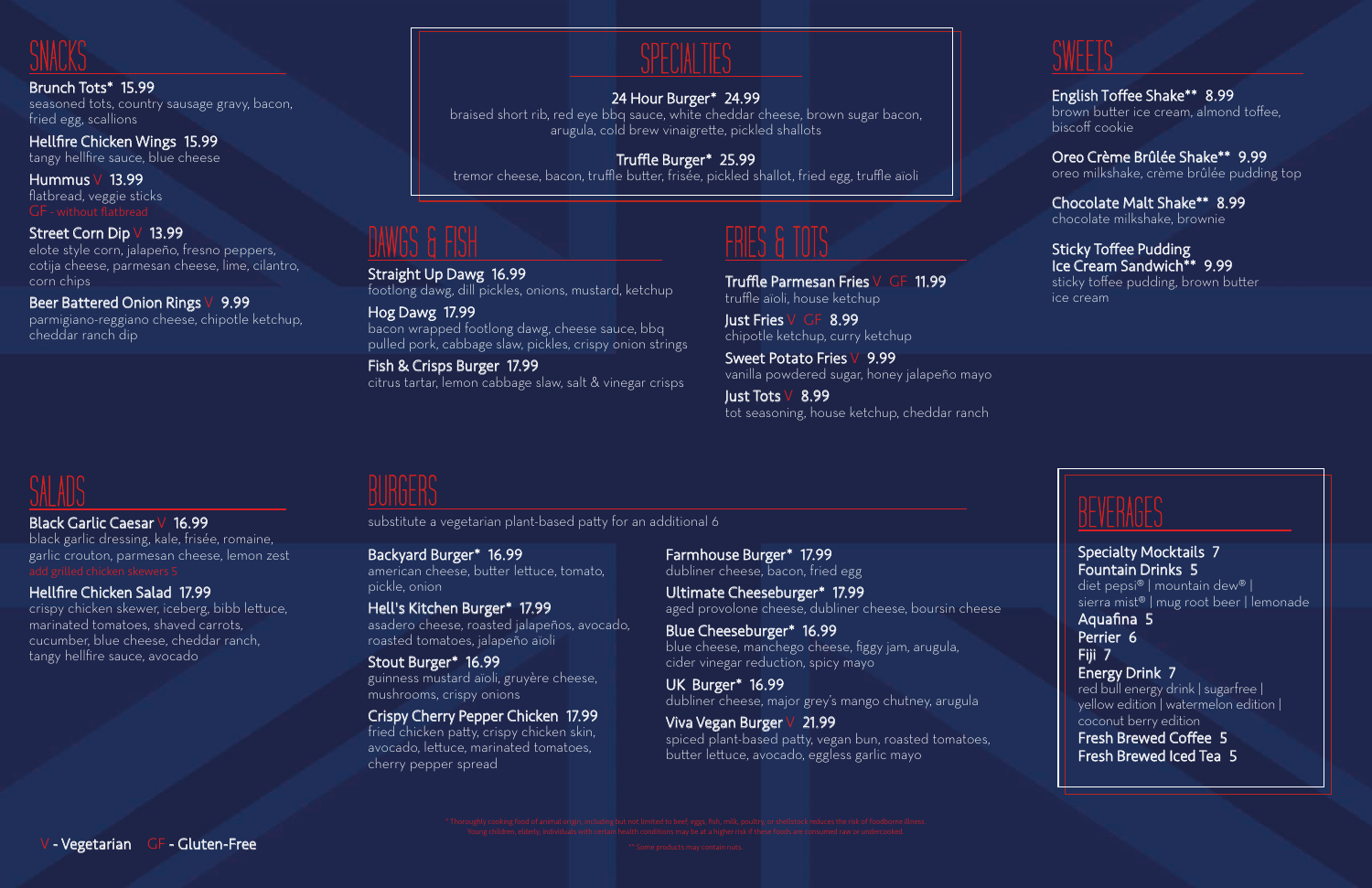## SNACKS

**Brunch Tots* 15.99**
seasoned tots, country sausage gravy, bacon, fried egg, scallions

**Hellfire Chicken Wings 15.99**
tangy hellfire sauce, blue cheese

**Hummus V 13.99**
flatbread, veggie sticks
GF - without flatbread

**Street Corn Dip V 13.99**
elote style corn, jalapeño, fresno peppers, cotija cheese, parmesan cheese, lime, cilantro, corn chips

**Beer Battered Onion Rings V 9.99**
parmigiano-reggiano cheese, chipotle ketchup, cheddar ranch dip

## SPECIALTIES

**24 Hour Burger* 24.99**
braised short rib, red eye bbq sauce, white cheddar cheese, brown sugar bacon, arugula, cold brew vinaigrette, pickled shallots

**Truffle Burger* 25.99**
tremor cheese, bacon, truffle butter, frisée, pickled shallot, fried egg, truffle aïoli

## DAWGS & FISH

**Straight Up Dawg 16.99**
footlong dawg, dill pickles, onions, mustard, ketchup

**Hog Dawg 17.99**
bacon wrapped footlong dawg, cheese sauce, bbq pulled pork, cabbage slaw, pickles, crispy onion strings

**Fish & Crisps Burger 17.99**
citrus tartar, lemon cabbage slaw, salt & vinegar crisps

## FRIES & TOTS

**Truffle Parmesan Fries V GF 11.99**
truffle aïoli, house ketchup

**Just Fries V GF 8.99**
chipotle ketchup, curry ketchup

**Sweet Potato Fries V 9.99**
vanilla powdered sugar, honey jalapeño mayo

**Just Tots V 8.99**
tot seasoning, house ketchup, cheddar ranch

## SWEETS

**English Toffee Shake** 8.99**
brown butter ice cream, almond toffee, biscoff cookie

**Oreo Crème Brûlée Shake** 9.99**
oreo milkshake, crème brûlée pudding top

**Chocolate Malt Shake** 8.99**
chocolate milkshake, brownie

**Sticky Toffee Pudding Ice Cream Sandwich** 9.99**
sticky toffee pudding, brown butter ice cream

## SALADS

**Black Garlic Caesar V 16.99**
black garlic dressing, kale, frisée, romaine, garlic crouton, parmesan cheese, lemon zest
add grilled chicken skewers 5

**Hellfire Chicken Salad 17.99**
crispy chicken skewer, iceberg, bibb lettuce, marinated tomatoes, shaved carrots, cucumber, blue cheese, cheddar ranch, tangy hellfire sauce, avocado

## BURGERS

substitute a vegetarian plant-based patty for an additional 6

**Backyard Burger* 16.99**
american cheese, butter lettuce, tomato, pickle, onion

**Hell's Kitchen Burger* 17.99**
asadero cheese, roasted jalapeños, avocado, roasted tomatoes, jalapeño aïoli

**Stout Burger* 16.99**
guinness mustard aïoli, gruyère cheese, mushrooms, crispy onions

**Crispy Cherry Pepper Chicken 17.99**
fried chicken patty, crispy chicken skin, avocado, lettuce, marinated tomatoes, cherry pepper spread

**Farmhouse Burger* 17.99**
dubliner cheese, bacon, fried egg

**Ultimate Cheeseburger* 17.99**
aged provolone cheese, dubliner cheese, boursin cheese

**Blue Cheeseburger* 16.99**
blue cheese, manchego cheese, figgy jam, arugula, cider vinegar reduction, spicy mayo

**UK Burger* 16.99**
dubliner cheese, major grey's mango chutney, arugula

**Viva Vegan Burger V 21.99**
spiced plant-based patty, vegan bun, roasted tomatoes, butter lettuce, avocado, eggless garlic mayo

## BEVERAGES

**Specialty Mocktails 7**

**Fountain Drinks 5**
diet pepsi® | mountain dew® | sierra mist® | mug root beer | lemonade

**Aquafina 5**

**Perrier 6**

**Fiji 7**

**Energy Drink 7**
red bull energy drink | sugarfree | yellow edition | watermelon edition | coconut berry edition

**Fresh Brewed Coffee 5**

**Fresh Brewed Iced Tea 5**

V - Vegetarian GF - Gluten-Free

* Thoroughly cooking food of animal origin, including but not limited to beef, eggs, fish, milk, poultry, or shellstock reduces the risk of foodborne illness. Young children, elderly, individuals with certain health conditions may be at a higher risk if these foods are consumed raw or undercooked.

** Some products may contain nuts.